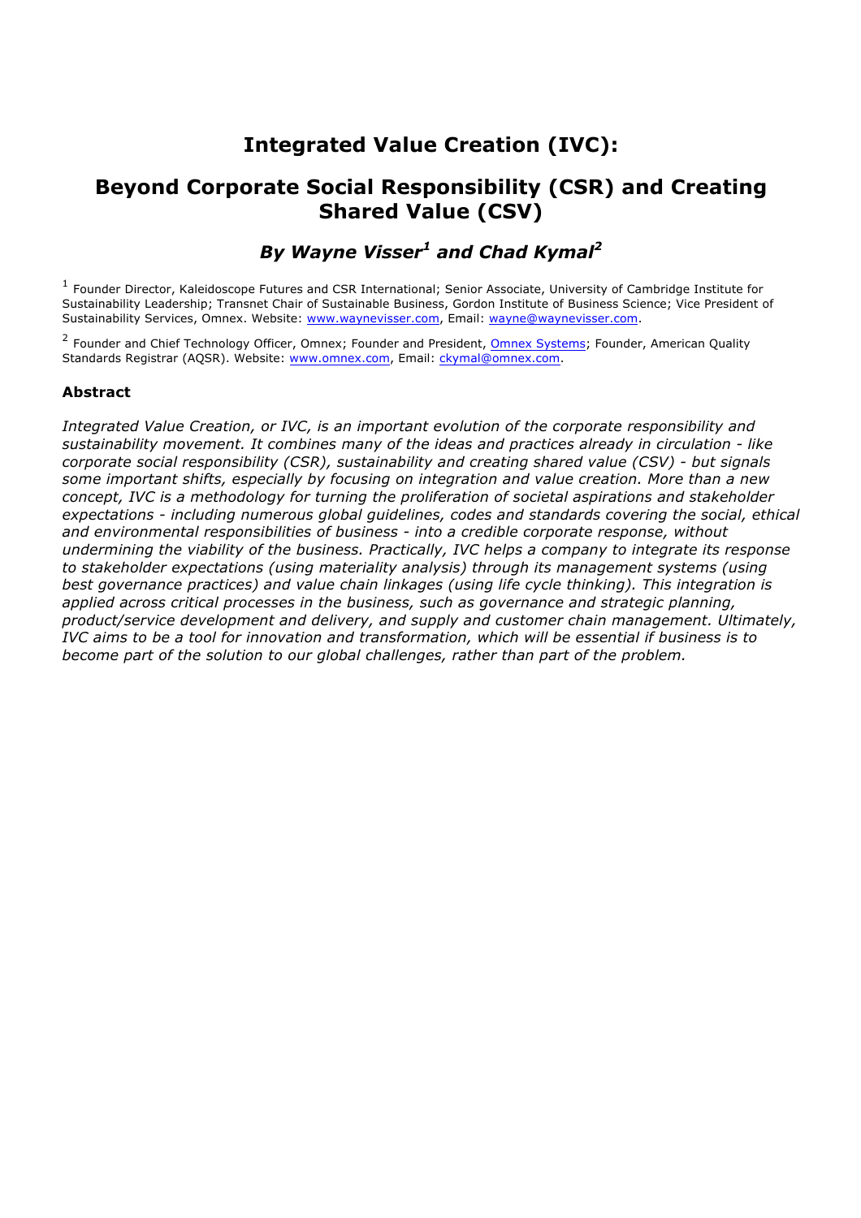# Integrated Value Creation (IVC):

## Beyond Corporate Social Responsibility (CSR) and Creating Shared Value (CSV)

### *By Wayne Visser[1] and Chad Kymal[2]*

[1] Founder Director, Kaleidoscope Futures and CSR International; Senior Associate, University of Cambridge Institute for Sustainability Leadership; Transnet Chair of Sustainable Business, Gordon Institute of Business Science; Vice President of Sustainability Services, Omnex. Website: www.waynevisser.com, Email: wayne@waynevisser.com.

[2] Founder and Chief Technology Officer, Omnex; Founder and President, Omnex Systems; Founder, American Quality Standards Registrar (AQSR). Website: www.omnex.com, Email: ckymal@omnex.com.

**Abstract**

*Integrated Value Creation, or IVC, is an important evolution of the corporate responsibility and sustainability movement. It combines many of the ideas and practices already in circulation - like corporate social responsibility (CSR), sustainability and creating shared value (CSV) - but signals some important shifts, especially by focusing on integration and value creation. More than a new concept, IVC is a methodology for turning the proliferation of societal aspirations and stakeholder expectations - including numerous global guidelines, codes and standards covering the social, ethical and environmental responsibilities of business - into a credible corporate response, without undermining the viability of the business. Practically, IVC helps a company to integrate its response to stakeholder expectations (using materiality analysis) through its management systems (using best governance practices) and value chain linkages (using life cycle thinking). This integration is applied across critical processes in the business, such as governance and strategic planning, product/service development and delivery, and supply and customer chain management. Ultimately, IVC aims to be a tool for innovation and transformation, which will be essential if business is to become part of the solution to our global challenges, rather than part of the problem.*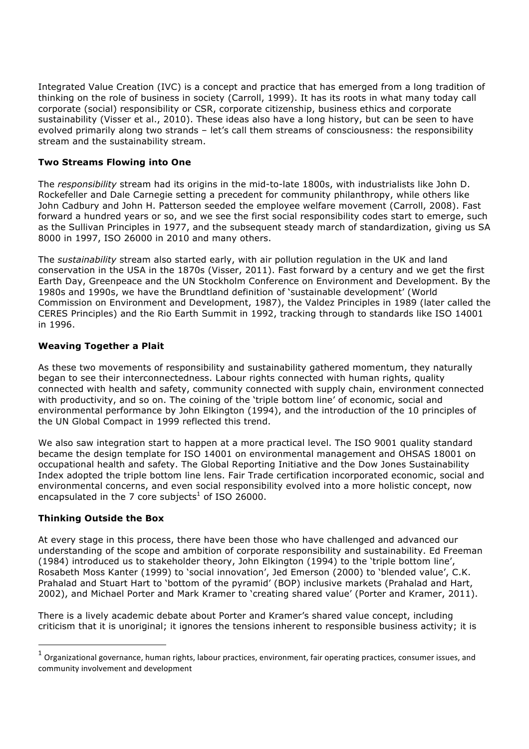Integrated Value Creation (IVC) is a concept and practice that has emerged from a long tradition of thinking on the role of business in society (Carroll, 1999). It has its roots in what many today call corporate (social) responsibility or CSR, corporate citizenship, business ethics and corporate sustainability (Visser et al., 2010). These ideas also have a long history, but can be seen to have evolved primarily along two strands – let's call them streams of consciousness: the responsibility stream and the sustainability stream.

### Two Streams Flowing into One

The *responsibility* stream had its origins in the mid-to-late 1800s, with industrialists like John D. Rockefeller and Dale Carnegie setting a precedent for community philanthropy, while others like John Cadbury and John H. Patterson seeded the employee welfare movement (Carroll, 2008). Fast forward a hundred years or so, and we see the first social responsibility codes start to emerge, such as the Sullivan Principles in 1977, and the subsequent steady march of standardization, giving us SA 8000 in 1997, ISO 26000 in 2010 and many others.

The *sustainability* stream also started early, with air pollution regulation in the UK and land conservation in the USA in the 1870s (Visser, 2011). Fast forward by a century and we get the first Earth Day, Greenpeace and the UN Stockholm Conference on Environment and Development. By the 1980s and 1990s, we have the Brundtland definition of 'sustainable development' (World Commission on Environment and Development, 1987), the Valdez Principles in 1989 (later called the CERES Principles) and the Rio Earth Summit in 1992, tracking through to standards like ISO 14001 in 1996.

### Weaving Together a Plait

As these two movements of responsibility and sustainability gathered momentum, they naturally began to see their interconnectedness. Labour rights connected with human rights, quality connected with health and safety, community connected with supply chain, environment connected with productivity, and so on. The coining of the 'triple bottom line' of economic, social and environmental performance by John Elkington (1994), and the introduction of the 10 principles of the UN Global Compact in 1999 reflected this trend.

We also saw integration start to happen at a more practical level. The ISO 9001 quality standard became the design template for ISO 14001 on environmental management and OHSAS 18001 on occupational health and safety. The Global Reporting Initiative and the Dow Jones Sustainability Index adopted the triple bottom line lens. Fair Trade certification incorporated economic, social and environmental concerns, and even social responsibility evolved into a more holistic concept, now encapsulated in the 7 core subjects[1] of ISO 26000.

### Thinking Outside the Box

At every stage in this process, there have been those who have challenged and advanced our understanding of the scope and ambition of corporate responsibility and sustainability. Ed Freeman (1984) introduced us to stakeholder theory, John Elkington (1994) to the 'triple bottom line', Rosabeth Moss Kanter (1999) to 'social innovation', Jed Emerson (2000) to 'blended value', C.K. Prahalad and Stuart Hart to 'bottom of the pyramid' (BOP) inclusive markets (Prahalad and Hart, 2002), and Michael Porter and Mark Kramer to 'creating shared value' (Porter and Kramer, 2011).

There is a lively academic debate about Porter and Kramer's shared value concept, including criticism that it is unoriginal; it ignores the tensions inherent to responsible business activity; it is

---

[1] Organizational governance, human rights, labour practices, environment, fair operating practices, consumer issues, and community involvement and development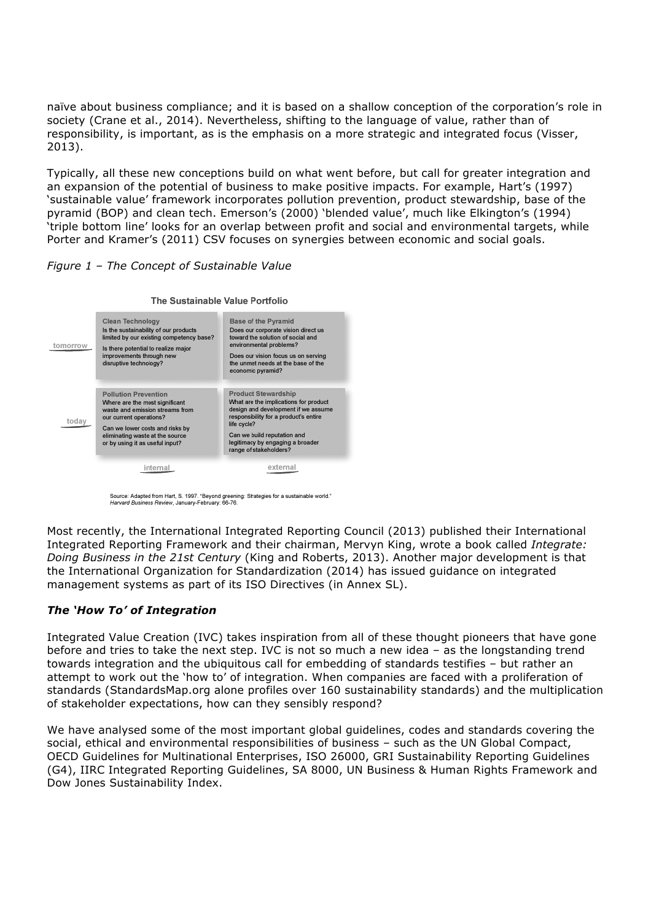naïve about business compliance; and it is based on a shallow conception of the corporation's role in society (Crane et al., 2014). Nevertheless, shifting to the language of value, rather than of responsibility, is important, as is the emphasis on a more strategic and integrated focus (Visser, 2013).

Typically, all these new conceptions build on what went before, but call for greater integration and an expansion of the potential of business to make positive impacts. For example, Hart's (1997) 'sustainable value' framework incorporates pollution prevention, product stewardship, base of the pyramid (BOP) and clean tech. Emerson's (2000) 'blended value', much like Elkington's (1994) 'triple bottom line' looks for an overlap between profit and social and environmental targets, while Porter and Kramer's (2011) CSV focuses on synergies between economic and social goals.

*Figure 1 – The Concept of Sustainable Value*

**The Sustainable Value Portfolio**

| | internal | external |
|---|---|---|
| **tomorrow** | **Clean Technology** Is the sustainability of our products limited by our existing competency base? Is there potential to realize major improvements through new disruptive technology? | **Base of the Pyramid** Does our corporate vision direct us toward the solution of social and environmental problems? Does our vision focus us on serving the unmet needs at the base of the economic pyramid? |
| **today** | **Pollution Prevention** Where are the most significant waste and emission streams from our current operations? Can we lower costs and risks by eliminating waste at the source or by using it as useful input? | **Product Stewardship** What are the implications for product design and development if we assume responsibility for a product's entire life cycle? Can we build reputation and legitimacy by engaging a broader range of stakeholders? |

Source: Adapted from Hart, S. 1997. "Beyond greening: Strategies for a sustainable world." *Harvard Business Review*, January-February: 66-76.

Most recently, the International Integrated Reporting Council (2013) published their International Integrated Reporting Framework and their chairman, Mervyn King, wrote a book called *Integrate: Doing Business in the 21st Century* (King and Roberts, 2013). Another major development is that the International Organization for Standardization (2014) has issued guidance on integrated management systems as part of its ISO Directives (in Annex SL).

### *The 'How To' of Integration*

Integrated Value Creation (IVC) takes inspiration from all of these thought pioneers that have gone before and tries to take the next step. IVC is not so much a new idea – as the longstanding trend towards integration and the ubiquitous call for embedding of standards testifies – but rather an attempt to work out the 'how to' of integration. When companies are faced with a proliferation of standards (StandardsMap.org alone profiles over 160 sustainability standards) and the multiplication of stakeholder expectations, how can they sensibly respond?

We have analysed some of the most important global guidelines, codes and standards covering the social, ethical and environmental responsibilities of business – such as the UN Global Compact, OECD Guidelines for Multinational Enterprises, ISO 26000, GRI Sustainability Reporting Guidelines (G4), IIRC Integrated Reporting Guidelines, SA 8000, UN Business & Human Rights Framework and Dow Jones Sustainability Index.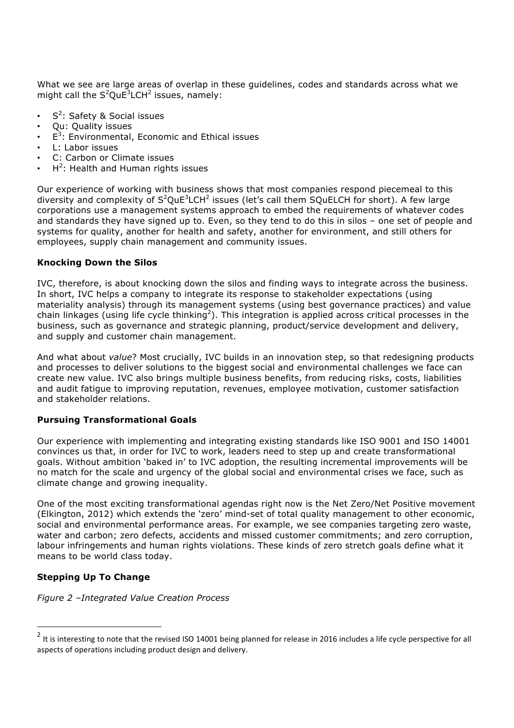What we see are large areas of overlap in these guidelines, codes and standards across what we might call the $S^2QuE^3LCH^2$ issues, namely:

- $S^2$: Safety & Social issues
- Qu: Quality issues
- $E^3$: Environmental, Economic and Ethical issues
- L: Labor issues
- C: Carbon or Climate issues
- $H^2$: Health and Human rights issues

Our experience of working with business shows that most companies respond piecemeal to this diversity and complexity of $S^2QuE^3LCH^2$ issues (let's call them SQuELCH for short). A few large corporations use a management systems approach to embed the requirements of whatever codes and standards they have signed up to. Even, so they tend to do this in silos – one set of people and systems for quality, another for health and safety, another for environment, and still others for employees, supply chain management and community issues.

**Knocking Down the Silos**

IVC, therefore, is about knocking down the silos and finding ways to integrate across the business. In short, IVC helps a company to integrate its response to stakeholder expectations (using materiality analysis) through its management systems (using best governance practices) and value chain linkages (using life cycle thinking[2]). This integration is applied across critical processes in the business, such as governance and strategic planning, product/service development and delivery, and supply and customer chain management.

And what about *value*? Most crucially, IVC builds in an innovation step, so that redesigning products and processes to deliver solutions to the biggest social and environmental challenges we face can create new value. IVC also brings multiple business benefits, from reducing risks, costs, liabilities and audit fatigue to improving reputation, revenues, employee motivation, customer satisfaction and stakeholder relations.

**Pursuing Transformational Goals**

Our experience with implementing and integrating existing standards like ISO 9001 and ISO 14001 convinces us that, in order for IVC to work, leaders need to step up and create transformational goals. Without ambition 'baked in' to IVC adoption, the resulting incremental improvements will be no match for the scale and urgency of the global social and environmental crises we face, such as climate change and growing inequality.

One of the most exciting transformational agendas right now is the Net Zero/Net Positive movement (Elkington, 2012) which extends the 'zero' mind-set of total quality management to other economic, social and environmental performance areas. For example, we see companies targeting zero waste, water and carbon; zero defects, accidents and missed customer commitments; and zero corruption, labour infringements and human rights violations. These kinds of zero stretch goals define what it means to be world class today.

**Stepping Up To Change**

*Figure 2 –Integrated Value Creation Process*

[2] It is interesting to note that the revised ISO 14001 being planned for release in 2016 includes a life cycle perspective for all aspects of operations including product design and delivery.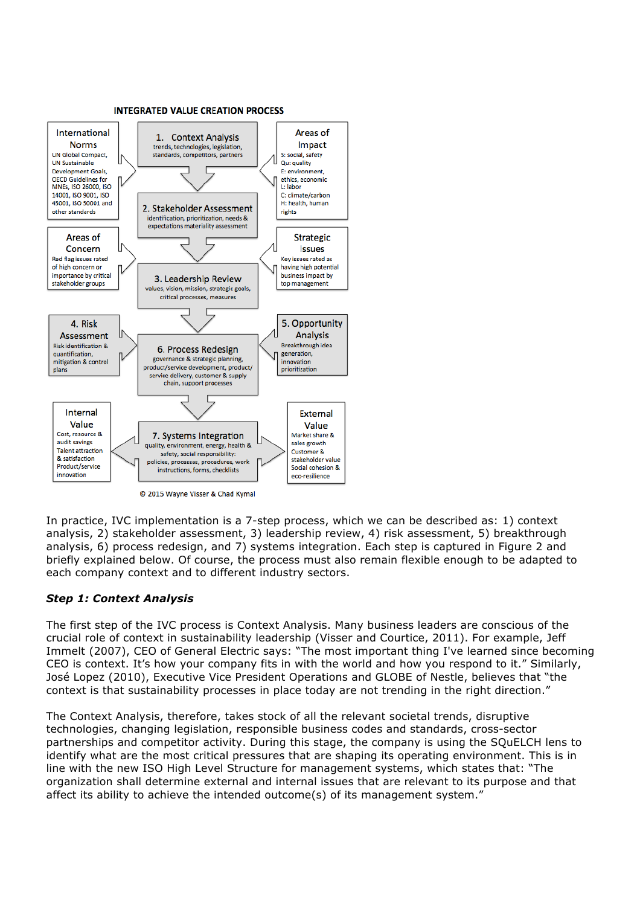**INTEGRATED VALUE CREATION PROCESS**

**International Norms**
UN Global Compact, UN Sustainable Development Goals, OECD Guidelines for MNEs, ISO 26000, ISO 14001, ISO 9001, ISO 45001, ISO 50001 and other standards

**1. Context Analysis**
trends, technologies, legislation, standards, competitors, partners

**Areas of Impact**
S: social, safety
Qu: quality
E: environment, ethics, economic
L: labor
C: climate/carbon
H: health, human rights

**2. Stakeholder Assessment**
identification, prioritization, needs & expectations materiality assessment

**Areas of Concern**
Red flag issues rated of high concern or importance by critical stakeholder groups

**Strategic Issues**
Key issues rated as having high potential business impact by top management

**3. Leadership Review**
values, vision, mission, strategic goals, critical processes, measures

**4. Risk Assessment**
Risk identification & quantification, mitigation & control plans

**5. Opportunity Analysis**
Breakthrough idea generation, innovation prioritization

**6. Process Redesign**
governance & strategic planning, product/service development, product/service delivery, customer & supply chain, support processes

**Internal Value**
Cost, resource & audit savings
Talent attraction & satisfaction
Product/service innovation

**7. Systems Integration**
quality, environment, energy, health & safety, social responsibility: policies, processes, procedures, work instructions, forms, checklists

**External Value**
Market share & sales growth
Customer & stakeholder value
Social cohesion & eco-resilience

© 2015 Wayne Visser & Chad Kymal

In practice, IVC implementation is a 7-step process, which we can be described as: 1) context analysis, 2) stakeholder assessment, 3) leadership review, 4) risk assessment, 5) breakthrough analysis, 6) process redesign, and 7) systems integration. Each step is captured in Figure 2 and briefly explained below. Of course, the process must also remain flexible enough to be adapted to each company context and to different industry sectors.

### *Step 1: Context Analysis*

The first step of the IVC process is Context Analysis. Many business leaders are conscious of the crucial role of context in sustainability leadership (Visser and Courtice, 2011). For example, Jeff Immelt (2007), CEO of General Electric says: "The most important thing I've learned since becoming CEO is context. It's how your company fits in with the world and how you respond to it." Similarly, José Lopez (2010), Executive Vice President Operations and GLOBE of Nestle, believes that "the context is that sustainability processes in place today are not trending in the right direction."

The Context Analysis, therefore, takes stock of all the relevant societal trends, disruptive technologies, changing legislation, responsible business codes and standards, cross-sector partnerships and competitor activity. During this stage, the company is using the SQuELCH lens to identify what are the most critical pressures that are shaping its operating environment. This is in line with the new ISO High Level Structure for management systems, which states that: "The organization shall determine external and internal issues that are relevant to its purpose and that affect its ability to achieve the intended outcome(s) of its management system."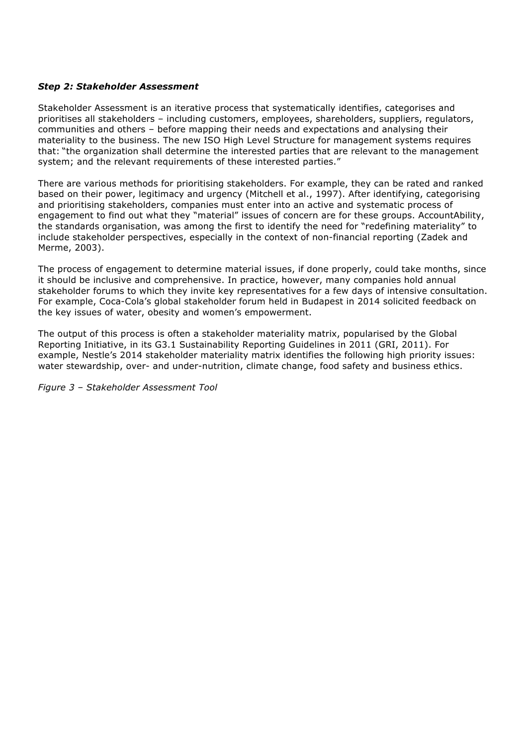***Step 2: Stakeholder Assessment***

Stakeholder Assessment is an iterative process that systematically identifies, categorises and prioritises all stakeholders – including customers, employees, shareholders, suppliers, regulators, communities and others – before mapping their needs and expectations and analysing their materiality to the business. The new ISO High Level Structure for management systems requires that: "the organization shall determine the interested parties that are relevant to the management system; and the relevant requirements of these interested parties."

There are various methods for prioritising stakeholders. For example, they can be rated and ranked based on their power, legitimacy and urgency (Mitchell et al., 1997). After identifying, categorising and prioritising stakeholders, companies must enter into an active and systematic process of engagement to find out what they "material" issues of concern are for these groups. AccountAbility, the standards organisation, was among the first to identify the need for "redefining materiality" to include stakeholder perspectives, especially in the context of non-financial reporting (Zadek and Merme, 2003).

The process of engagement to determine material issues, if done properly, could take months, since it should be inclusive and comprehensive. In practice, however, many companies hold annual stakeholder forums to which they invite key representatives for a few days of intensive consultation. For example, Coca-Cola's global stakeholder forum held in Budapest in 2014 solicited feedback on the key issues of water, obesity and women's empowerment.

The output of this process is often a stakeholder materiality matrix, popularised by the Global Reporting Initiative, in its G3.1 Sustainability Reporting Guidelines in 2011 (GRI, 2011). For example, Nestle's 2014 stakeholder materiality matrix identifies the following high priority issues: water stewardship, over- and under-nutrition, climate change, food safety and business ethics.

*Figure 3 – Stakeholder Assessment Tool*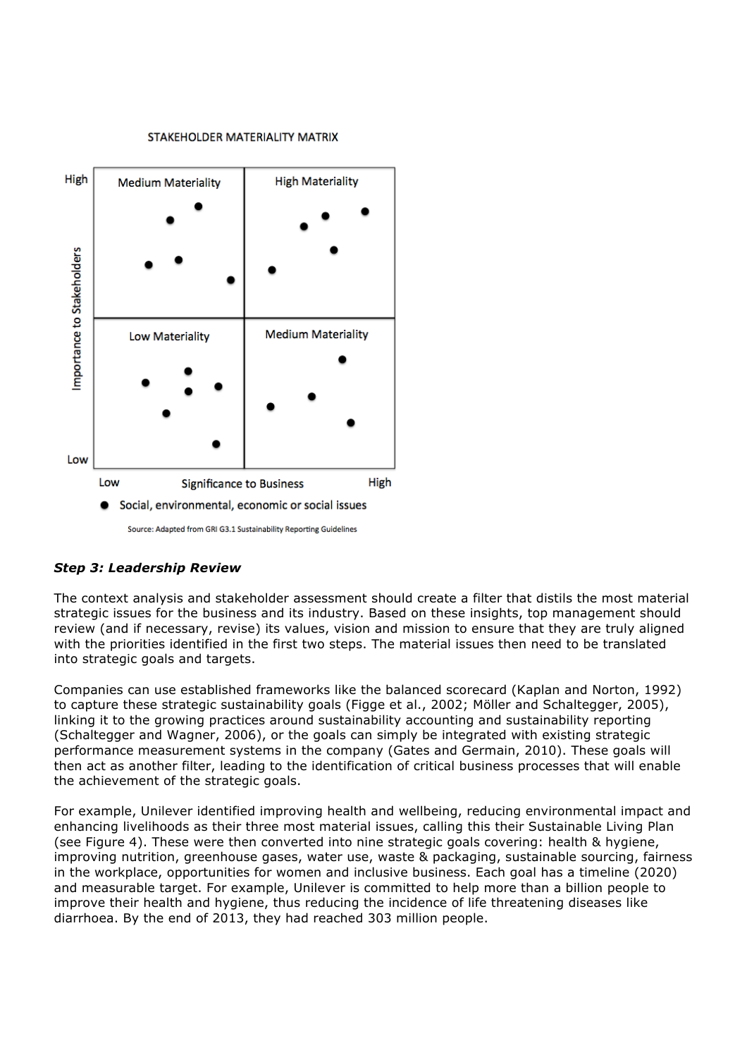STAKEHOLDER MATERIALITY MATRIX

High | Medium Materiality | High Materiality
Importance to Stakeholders
Low | Low Materiality | Medium Materiality

Low — Significance to Business — High

● Social, environmental, economic or social issues

Source: Adapted from GRI G3.1 Sustainability Reporting Guidelines

***Step 3: Leadership Review***

The context analysis and stakeholder assessment should create a filter that distils the most material strategic issues for the business and its industry. Based on these insights, top management should review (and if necessary, revise) its values, vision and mission to ensure that they are truly aligned with the priorities identified in the first two steps. The material issues then need to be translated into strategic goals and targets.

Companies can use established frameworks like the balanced scorecard (Kaplan and Norton, 1992) to capture these strategic sustainability goals (Figge et al., 2002; Möller and Schaltegger, 2005), linking it to the growing practices around sustainability accounting and sustainability reporting (Schaltegger and Wagner, 2006), or the goals can simply be integrated with existing strategic performance measurement systems in the company (Gates and Germain, 2010). These goals will then act as another filter, leading to the identification of critical business processes that will enable the achievement of the strategic goals.

For example, Unilever identified improving health and wellbeing, reducing environmental impact and enhancing livelihoods as their three most material issues, calling this their Sustainable Living Plan (see Figure 4). These were then converted into nine strategic goals covering: health & hygiene, improving nutrition, greenhouse gases, water use, waste & packaging, sustainable sourcing, fairness in the workplace, opportunities for women and inclusive business. Each goal has a timeline (2020) and measurable target. For example, Unilever is committed to help more than a billion people to improve their health and hygiene, thus reducing the incidence of life threatening diseases like diarrhoea. By the end of 2013, they had reached 303 million people.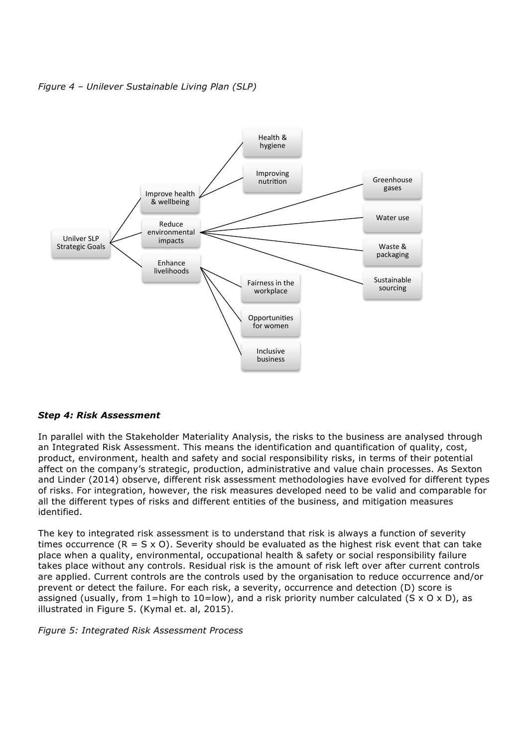*Figure 4 – Unilever Sustainable Living Plan (SLP)*

- Unilver SLP Strategic Goals
  - Improve health & wellbeing
    - Health & hygiene
    - Improving nutrition
  - Reduce environmental impacts
    - Greenhouse gases
    - Water use
    - Waste & packaging
    - Sustainable sourcing
  - Enhance livelihoods
    - Fairness in the workplace
    - Opportunities for women
    - Inclusive business

***Step 4: Risk Assessment***

In parallel with the Stakeholder Materiality Analysis, the risks to the business are analysed through an Integrated Risk Assessment. This means the identification and quantification of quality, cost, product, environment, health and safety and social responsibility risks, in terms of their potential affect on the company's strategic, production, administrative and value chain processes. As Sexton and Linder (2014) observe, different risk assessment methodologies have evolved for different types of risks. For integration, however, the risk measures developed need to be valid and comparable for all the different types of risks and different entities of the business, and mitigation measures identified.

The key to integrated risk assessment is to understand that risk is always a function of severity times occurrence ($R = S \times O$). Severity should be evaluated as the highest risk event that can take place when a quality, environmental, occupational health & safety or social responsibility failure takes place without any controls. Residual risk is the amount of risk left over after current controls are applied. Current controls are the controls used by the organisation to reduce occurrence and/or prevent or detect the failure. For each risk, a severity, occurrence and detection (D) score is assigned (usually, from 1=high to 10=low), and a risk priority number calculated ($S \times O \times D$), as illustrated in Figure 5. (Kymal et. al, 2015).

*Figure 5: Integrated Risk Assessment Process*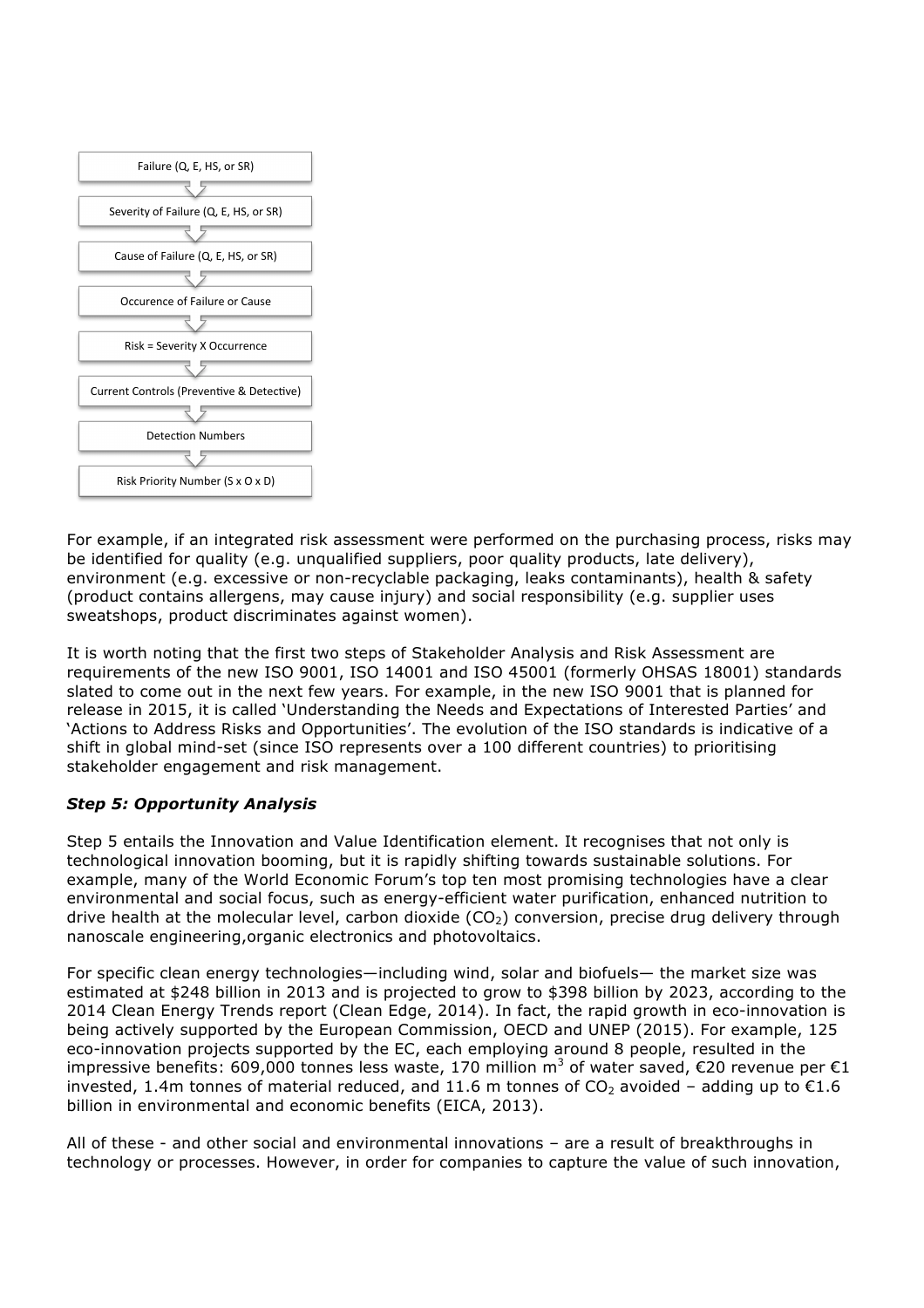Failure (Q, E, HS, or SR)

↓

Severity of Failure (Q, E, HS, or SR)

↓

Cause of Failure (Q, E, HS, or SR)

↓

Occurence of Failure or Cause

↓

Risk = Severity X Occurrence

↓

Current Controls (Preventive & Detective)

↓

Detection Numbers

↓

Risk Priority Number (S x O x D)

For example, if an integrated risk assessment were performed on the purchasing process, risks may be identified for quality (e.g. unqualified suppliers, poor quality products, late delivery), environment (e.g. excessive or non-recyclable packaging, leaks contaminants), health & safety (product contains allergens, may cause injury) and social responsibility (e.g. supplier uses sweatshops, product discriminates against women).

It is worth noting that the first two steps of Stakeholder Analysis and Risk Assessment are requirements of the new ISO 9001, ISO 14001 and ISO 45001 (formerly OHSAS 18001) standards slated to come out in the next few years. For example, in the new ISO 9001 that is planned for release in 2015, it is called 'Understanding the Needs and Expectations of Interested Parties' and 'Actions to Address Risks and Opportunities'. The evolution of the ISO standards is indicative of a shift in global mind-set (since ISO represents over a 100 different countries) to prioritising stakeholder engagement and risk management.

***Step 5: Opportunity Analysis***

Step 5 entails the Innovation and Value Identification element. It recognises that not only is technological innovation booming, but it is rapidly shifting towards sustainable solutions. For example, many of the World Economic Forum's top ten most promising technologies have a clear environmental and social focus, such as energy-efficient water purification, enhanced nutrition to drive health at the molecular level, carbon dioxide ($CO_2$) conversion, precise drug delivery through nanoscale engineering,organic electronics and photovoltaics.

For specific clean energy technologies—including wind, solar and biofuels— the market size was estimated at $248 billion in 2013 and is projected to grow to $398 billion by 2023, according to the 2014 Clean Energy Trends report (Clean Edge, 2014). In fact, the rapid growth in eco-innovation is being actively supported by the European Commission, OECD and UNEP (2015). For example, 125 eco-innovation projects supported by the EC, each employing around 8 people, resulted in the impressive benefits: 609,000 tonnes less waste, 170 million $m^3$ of water saved, €20 revenue per €1 invested, 1.4m tonnes of material reduced, and 11.6 m tonnes of $CO_2$ avoided – adding up to €1.6 billion in environmental and economic benefits (EICA, 2013).

All of these - and other social and environmental innovations – are a result of breakthroughs in technology or processes. However, in order for companies to capture the value of such innovation,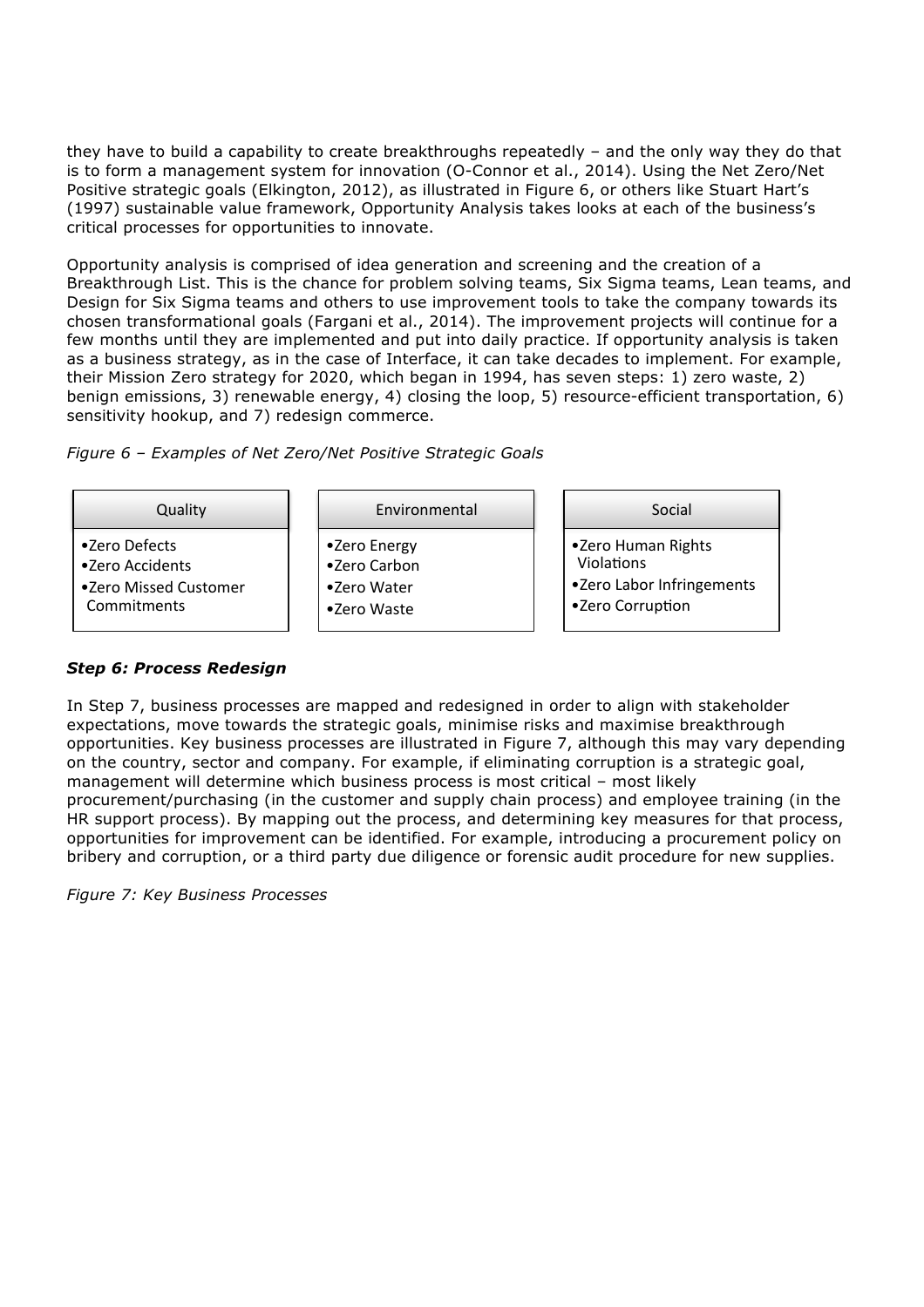they have to build a capability to create breakthroughs repeatedly – and the only way they do that is to form a management system for innovation (O-Connor et al., 2014). Using the Net Zero/Net Positive strategic goals (Elkington, 2012), as illustrated in Figure 6, or others like Stuart Hart's (1997) sustainable value framework, Opportunity Analysis takes looks at each of the business's critical processes for opportunities to innovate.

Opportunity analysis is comprised of idea generation and screening and the creation of a Breakthrough List. This is the chance for problem solving teams, Six Sigma teams, Lean teams, and Design for Six Sigma teams and others to use improvement tools to take the company towards its chosen transformational goals (Fargani et al., 2014). The improvement projects will continue for a few months until they are implemented and put into daily practice. If opportunity analysis is taken as a business strategy, as in the case of Interface, it can take decades to implement. For example, their Mission Zero strategy for 2020, which began in 1994, has seven steps: 1) zero waste, 2) benign emissions, 3) renewable energy, 4) closing the loop, 5) resource-efficient transportation, 6) sensitivity hookup, and 7) redesign commerce.

*Figure 6 – Examples of Net Zero/Net Positive Strategic Goals*

| Quality | Environmental | Social |
|---|---|---|
| •Zero Defects<br>•Zero Accidents<br>•Zero Missed Customer Commitments | •Zero Energy<br>•Zero Carbon<br>•Zero Water<br>•Zero Waste | •Zero Human Rights Violations<br>•Zero Labor Infringements<br>•Zero Corruption |

### *Step 6: Process Redesign*

In Step 7, business processes are mapped and redesigned in order to align with stakeholder expectations, move towards the strategic goals, minimise risks and maximise breakthrough opportunities. Key business processes are illustrated in Figure 7, although this may vary depending on the country, sector and company. For example, if eliminating corruption is a strategic goal, management will determine which business process is most critical – most likely procurement/purchasing (in the customer and supply chain process) and employee training (in the HR support process). By mapping out the process, and determining key measures for that process, opportunities for improvement can be identified. For example, introducing a procurement policy on bribery and corruption, or a third party due diligence or forensic audit procedure for new supplies.

*Figure 7: Key Business Processes*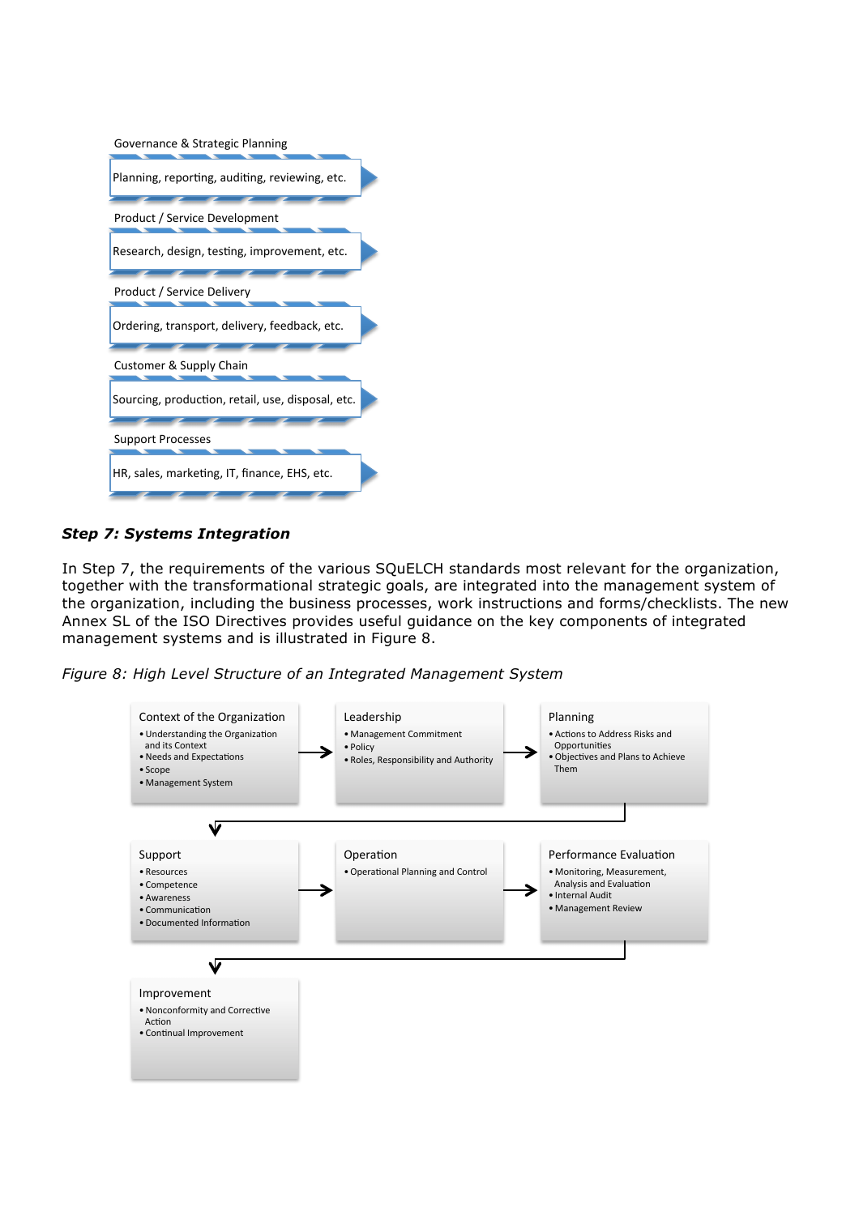Governance & Strategic Planning

Planning, reporting, auditing, reviewing, etc.

Product / Service Development

Research, design, testing, improvement, etc.

Product / Service Delivery

Ordering, transport, delivery, feedback, etc.

Customer & Supply Chain

Sourcing, production, retail, use, disposal, etc.

Support Processes

HR, sales, marketing, IT, finance, EHS, etc.

### *Step 7: Systems Integration*

In Step 7, the requirements of the various SQuELCH standards most relevant for the organization, together with the transformational strategic goals, are integrated into the management system of the organization, including the business processes, work instructions and forms/checklists. The new Annex SL of the ISO Directives provides useful guidance on the key components of integrated management systems and is illustrated in Figure 8.

*Figure 8: High Level Structure of an Integrated Management System*

**Context of the Organization**
- Understanding the Organization and its Context
- Needs and Expectations
- Scope
- Management System

**Leadership**
- Management Commitment
- Policy
- Roles, Responsibility and Authority

**Planning**
- Actions to Address Risks and Opportunities
- Objectives and Plans to Achieve Them

**Support**
- Resources
- Competence
- Awareness
- Communication
- Documented Information

**Operation**
- Operational Planning and Control

**Performance Evaluation**
- Monitoring, Measurement, Analysis and Evaluation
- Internal Audit
- Management Review

**Improvement**
- Nonconformity and Corrective Action
- Continual Improvement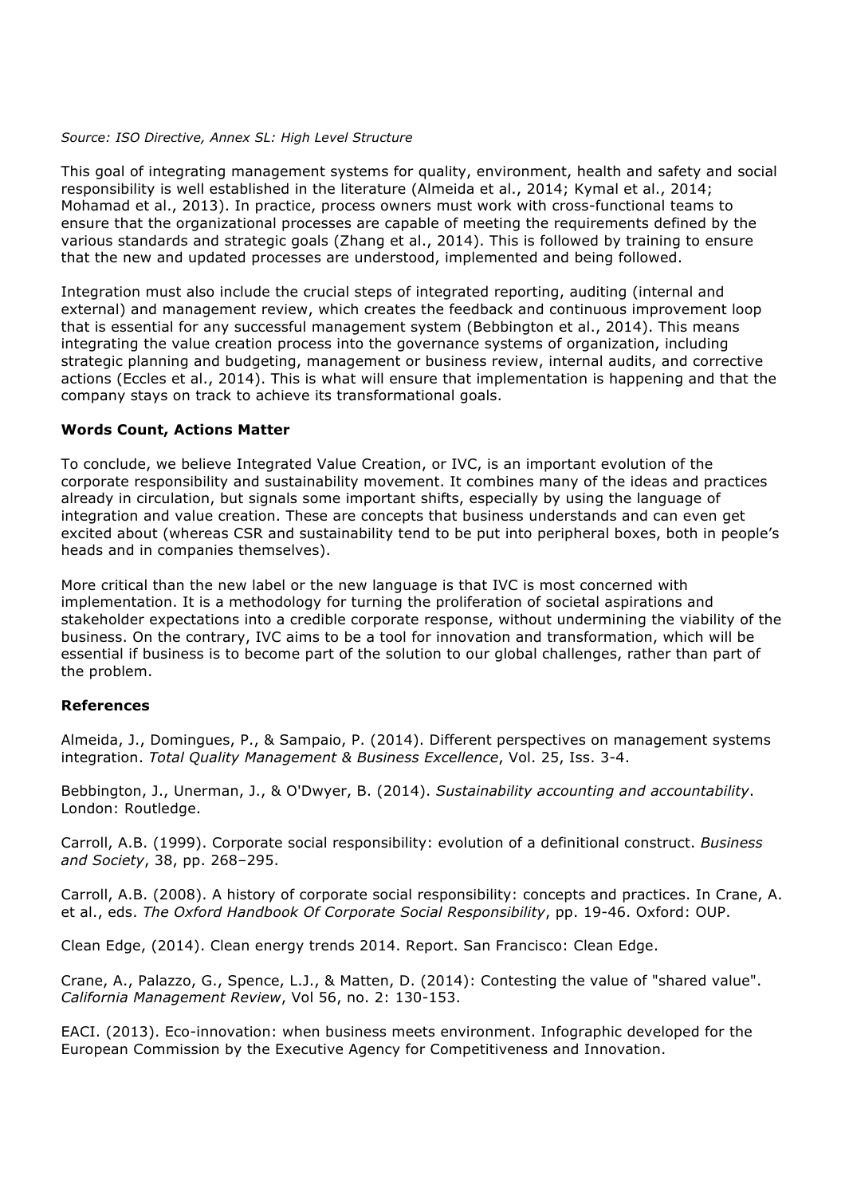*Source: ISO Directive, Annex SL: High Level Structure*

This goal of integrating management systems for quality, environment, health and safety and social responsibility is well established in the literature (Almeida et al., 2014; Kymal et al., 2014; Mohamad et al., 2013). In practice, process owners must work with cross-functional teams to ensure that the organizational processes are capable of meeting the requirements defined by the various standards and strategic goals (Zhang et al., 2014). This is followed by training to ensure that the new and updated processes are understood, implemented and being followed.

Integration must also include the crucial steps of integrated reporting, auditing (internal and external) and management review, which creates the feedback and continuous improvement loop that is essential for any successful management system (Bebbington et al., 2014). This means integrating the value creation process into the governance systems of organization, including strategic planning and budgeting, management or business review, internal audits, and corrective actions (Eccles et al., 2014). This is what will ensure that implementation is happening and that the company stays on track to achieve its transformational goals.

**Words Count, Actions Matter**

To conclude, we believe Integrated Value Creation, or IVC, is an important evolution of the corporate responsibility and sustainability movement. It combines many of the ideas and practices already in circulation, but signals some important shifts, especially by using the language of integration and value creation. These are concepts that business understands and can even get excited about (whereas CSR and sustainability tend to be put into peripheral boxes, both in people's heads and in companies themselves).

More critical than the new label or the new language is that IVC is most concerned with implementation. It is a methodology for turning the proliferation of societal aspirations and stakeholder expectations into a credible corporate response, without undermining the viability of the business. On the contrary, IVC aims to be a tool for innovation and transformation, which will be essential if business is to become part of the solution to our global challenges, rather than part of the problem.

**References**

Almeida, J., Domingues, P., & Sampaio, P. (2014). Different perspectives on management systems integration. *Total Quality Management & Business Excellence*, Vol. 25, Iss. 3-4.

Bebbington, J., Unerman, J., & O'Dwyer, B. (2014). *Sustainability accounting and accountability*. London: Routledge.

Carroll, A.B. (1999). Corporate social responsibility: evolution of a definitional construct. *Business and Society*, 38, pp. 268–295.

Carroll, A.B. (2008). A history of corporate social responsibility: concepts and practices. In Crane, A. et al., eds. *The Oxford Handbook Of Corporate Social Responsibility*, pp. 19-46. Oxford: OUP.

Clean Edge, (2014). Clean energy trends 2014. Report. San Francisco: Clean Edge.

Crane, A., Palazzo, G., Spence, L.J., & Matten, D. (2014): Contesting the value of "shared value". *California Management Review*, Vol 56, no. 2: 130-153.

EACI. (2013). Eco-innovation: when business meets environment. Infographic developed for the European Commission by the Executive Agency for Competitiveness and Innovation.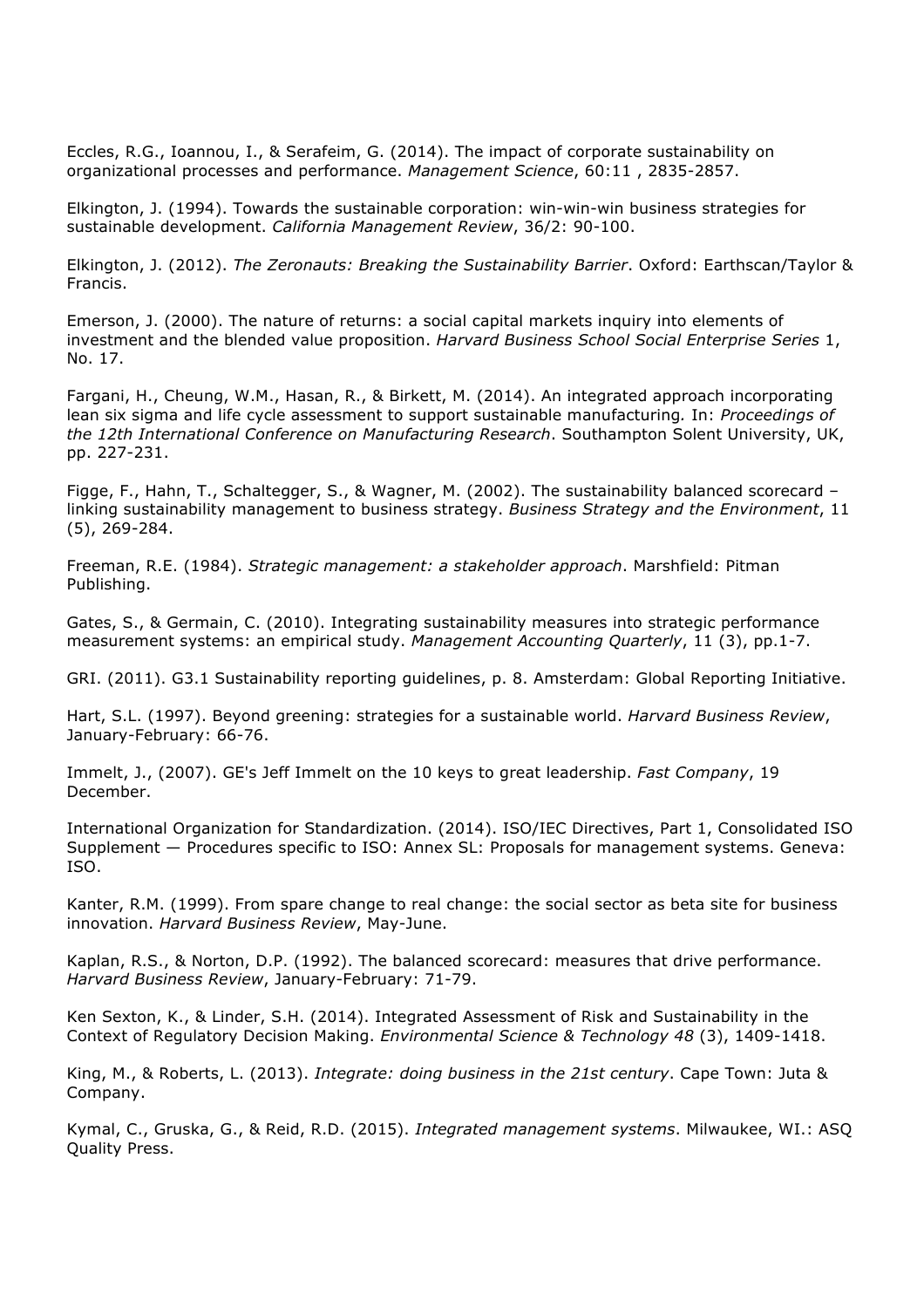Eccles, R.G., Ioannou, I., & Serafeim, G. (2014). The impact of corporate sustainability on organizational processes and performance. *Management Science*, 60:11 , 2835-2857.

Elkington, J. (1994). Towards the sustainable corporation: win-win-win business strategies for sustainable development. *California Management Review*, 36/2: 90-100.

Elkington, J. (2012). *The Zeronauts: Breaking the Sustainability Barrier*. Oxford: Earthscan/Taylor & Francis.

Emerson, J. (2000). The nature of returns: a social capital markets inquiry into elements of investment and the blended value proposition. *Harvard Business School Social Enterprise Series* 1, No. 17.

Fargani, H., Cheung, W.M., Hasan, R., & Birkett, M. (2014). An integrated approach incorporating lean six sigma and life cycle assessment to support sustainable manufacturing*.* In: *Proceedings of the 12th International Conference on Manufacturing Research*. Southampton Solent University, UK, pp. 227-231.

Figge, F., Hahn, T., Schaltegger, S., & Wagner, M. (2002). The sustainability balanced scorecard – linking sustainability management to business strategy. *Business Strategy and the Environment*, 11 (5), 269-284.

Freeman, R.E. (1984). *Strategic management: a stakeholder approach*. Marshfield: Pitman Publishing.

Gates, S., & Germain, C. (2010). Integrating sustainability measures into strategic performance measurement systems: an empirical study. *Management Accounting Quarterly*, 11 (3), pp.1-7.

GRI. (2011). G3.1 Sustainability reporting guidelines, p. 8. Amsterdam: Global Reporting Initiative.

Hart, S.L. (1997). Beyond greening: strategies for a sustainable world. *Harvard Business Review*, January-February: 66-76.

Immelt, J., (2007). GE's Jeff Immelt on the 10 keys to great leadership. *Fast Company*, 19 December.

International Organization for Standardization. (2014). ISO/IEC Directives, Part 1, Consolidated ISO Supplement — Procedures specific to ISO: Annex SL: Proposals for management systems. Geneva: ISO.

Kanter, R.M. (1999). From spare change to real change: the social sector as beta site for business innovation. *Harvard Business Review*, May-June.

Kaplan, R.S., & Norton, D.P. (1992). The balanced scorecard: measures that drive performance. *Harvard Business Review*, January-February: 71-79.

Ken Sexton, K., & Linder, S.H. (2014). Integrated Assessment of Risk and Sustainability in the Context of Regulatory Decision Making. *Environmental Science & Technology 48* (3), 1409-1418.

King, M., & Roberts, L. (2013). *Integrate: doing business in the 21st century*. Cape Town: Juta & Company.

Kymal, C., Gruska, G., & Reid, R.D. (2015). *Integrated management systems*. Milwaukee, WI.: ASQ Quality Press.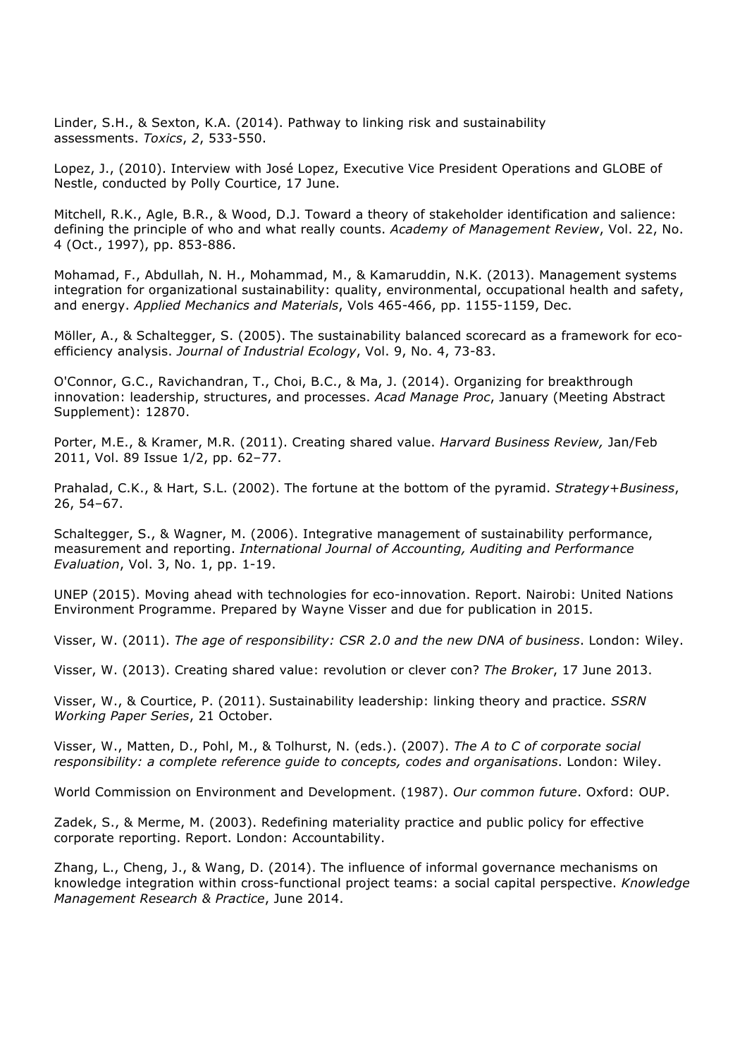Linder, S.H., & Sexton, K.A. (2014). Pathway to linking risk and sustainability assessments. *Toxics*, *2*, 533-550.

Lopez, J., (2010). Interview with José Lopez, Executive Vice President Operations and GLOBE of Nestle, conducted by Polly Courtice, 17 June.

Mitchell, R.K., Agle, B.R., & Wood, D.J. Toward a theory of stakeholder identification and salience: defining the principle of who and what really counts. *Academy of Management Review*, Vol. 22, No. 4 (Oct., 1997), pp. 853-886.

Mohamad, F., Abdullah, N. H., Mohammad, M., & Kamaruddin, N.K. (2013). Management systems integration for organizational sustainability: quality, environmental, occupational health and safety, and energy. *Applied Mechanics and Materials*, Vols 465-466, pp. 1155-1159, Dec.

Möller, A., & Schaltegger, S. (2005). The sustainability balanced scorecard as a framework for eco-efficiency analysis. *Journal of Industrial Ecology*, Vol. 9, No. 4, 73-83.

O'Connor, G.C., Ravichandran, T., Choi, B.C., & Ma, J. (2014). Organizing for breakthrough innovation: leadership, structures, and processes. *Acad Manage Proc*, January (Meeting Abstract Supplement): 12870.

Porter, M.E., & Kramer, M.R. (2011). Creating shared value. *Harvard Business Review,* Jan/Feb 2011, Vol. 89 Issue 1/2, pp. 62–77.

Prahalad, C.K., & Hart, S.L. (2002). The fortune at the bottom of the pyramid. *Strategy+Business*, 26, 54–67.

Schaltegger, S., & Wagner, M. (2006). Integrative management of sustainability performance, measurement and reporting. *International Journal of Accounting, Auditing and Performance Evaluation*, Vol. 3, No. 1, pp. 1-19.

UNEP (2015). Moving ahead with technologies for eco-innovation. Report. Nairobi: United Nations Environment Programme. Prepared by Wayne Visser and due for publication in 2015.

Visser, W. (2011). *The age of responsibility: CSR 2.0 and the new DNA of business*. London: Wiley.

Visser, W. (2013). Creating shared value: revolution or clever con? *The Broker*, 17 June 2013.

Visser, W., & Courtice, P. (2011). Sustainability leadership: linking theory and practice. *SSRN Working Paper Series*, 21 October.

Visser, W., Matten, D., Pohl, M., & Tolhurst, N. (eds.). (2007). *The A to C of corporate social responsibility: a complete reference guide to concepts, codes and organisations*. London: Wiley.

World Commission on Environment and Development. (1987). *Our common future*. Oxford: OUP.

Zadek, S., & Merme, M. (2003). Redefining materiality practice and public policy for effective corporate reporting. Report. London: Accountability.

Zhang, L., Cheng, J., & Wang, D. (2014). The influence of informal governance mechanisms on knowledge integration within cross-functional project teams: a social capital perspective. *Knowledge Management Research & Practice*, June 2014.